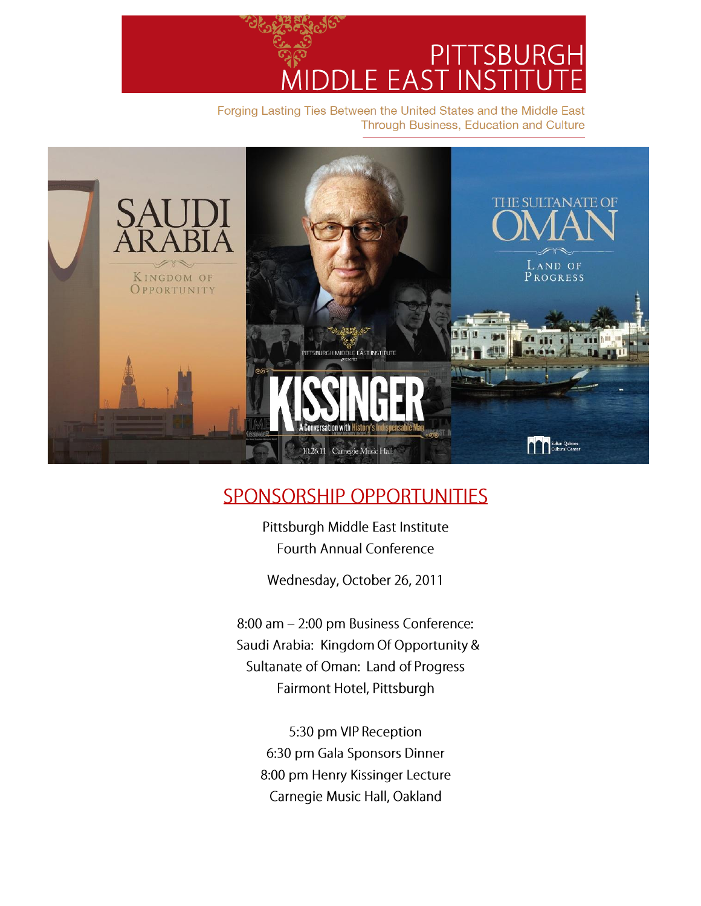# PITTSBURGH MIDDLE EAST INSTITUTE

Forging Lasting Ties Between the United States and the Middle East Through Business, Education and Culture

## SPONSORSHIP OPPORTUNITIES

Pittsburgh Middle East Institute
Fourth Annual Conference

Wednesday, October 26, 2011

8:00 am – 2:00 pm Business Conference:
Saudi Arabia: Kingdom Of Opportunity &
Sultanate of Oman: Land of Progress
Fairmont Hotel, Pittsburgh

5:30 pm VIP Reception
6:30 pm Gala Sponsors Dinner
8:00 pm Henry Kissinger Lecture
Carnegie Music Hall, Oakland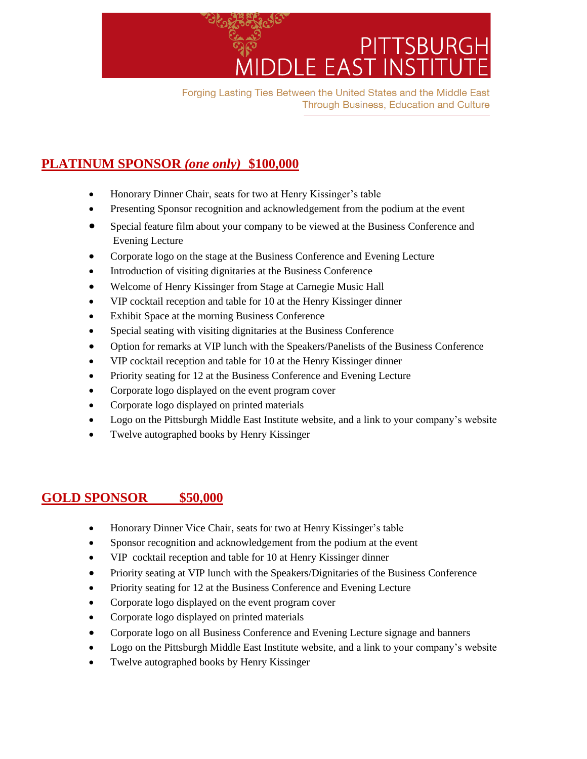# PITTSBURGH MIDDLE EAST INSTITUTE

Forging Lasting Ties Between the United States and the Middle East Through Business, Education and Culture

## PLATINUM SPONSOR *(one only)* $100,000

- Honorary Dinner Chair, seats for two at Henry Kissinger's table
- Presenting Sponsor recognition and acknowledgement from the podium at the event
- Special feature film about your company to be viewed at the Business Conference and Evening Lecture
- Corporate logo on the stage at the Business Conference and Evening Lecture
- Introduction of visiting dignitaries at the Business Conference
- Welcome of Henry Kissinger from Stage at Carnegie Music Hall
- VIP cocktail reception and table for 10 at the Henry Kissinger dinner
- Exhibit Space at the morning Business Conference
- Special seating with visiting dignitaries at the Business Conference
- Option for remarks at VIP lunch with the Speakers/Panelists of the Business Conference
- VIP cocktail reception and table for 10 at the Henry Kissinger dinner
- Priority seating for 12 at the Business Conference and Evening Lecture
- Corporate logo displayed on the event program cover
- Corporate logo displayed on printed materials
- Logo on the Pittsburgh Middle East Institute website, and a link to your company's website
- Twelve autographed books by Henry Kissinger

## GOLD SPONSOR $50,000

- Honorary Dinner Vice Chair, seats for two at Henry Kissinger's table
- Sponsor recognition and acknowledgement from the podium at the event
- VIP cocktail reception and table for 10 at Henry Kissinger dinner
- Priority seating at VIP lunch with the Speakers/Dignitaries of the Business Conference
- Priority seating for 12 at the Business Conference and Evening Lecture
- Corporate logo displayed on the event program cover
- Corporate logo displayed on printed materials
- Corporate logo on all Business Conference and Evening Lecture signage and banners
- Logo on the Pittsburgh Middle East Institute website, and a link to your company's website
- Twelve autographed books by Henry Kissinger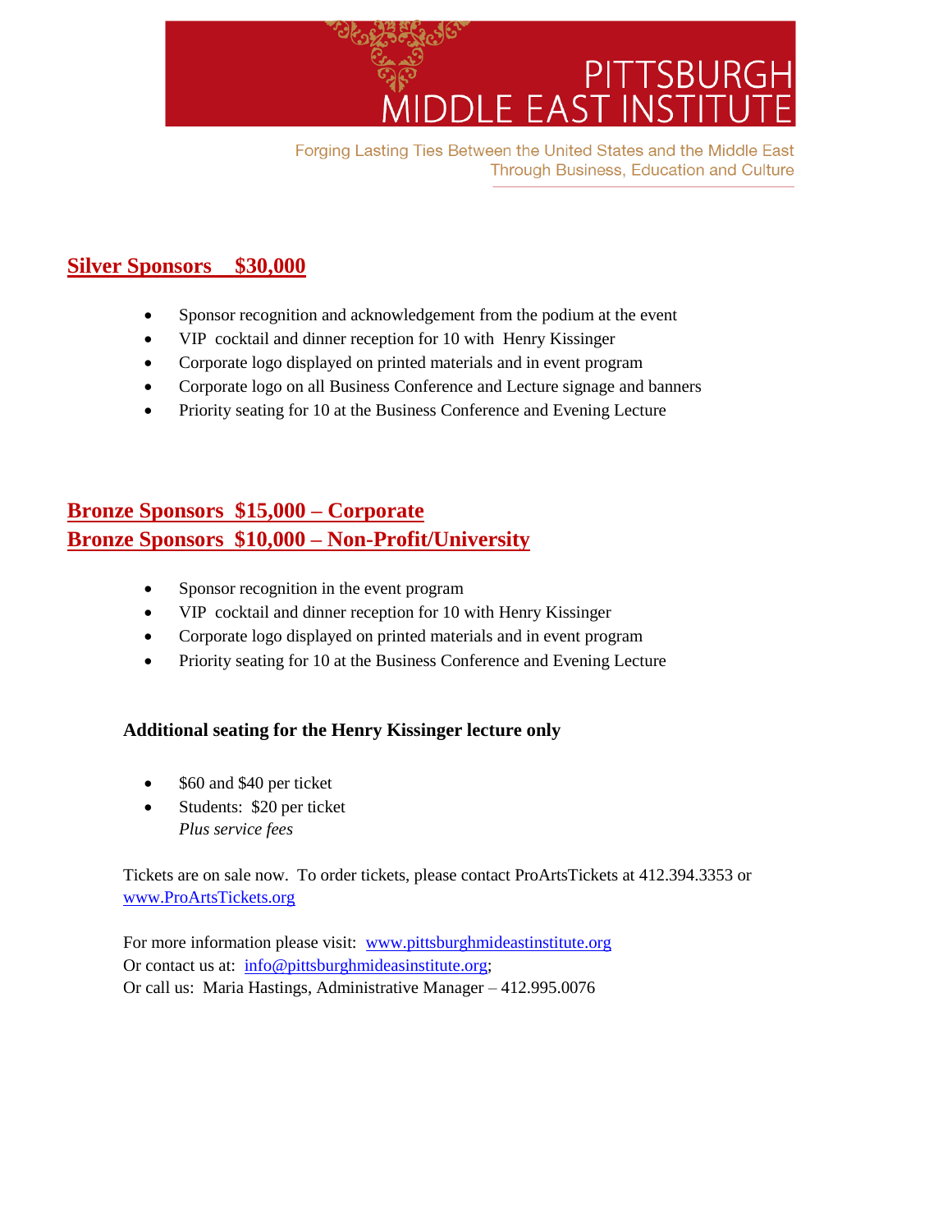# PITTSBURGH MIDDLE EAST INSTITUTE

Forging Lasting Ties Between the United States and the Middle East
Through Business, Education and Culture

## Silver Sponsors $30,000

- Sponsor recognition and acknowledgement from the podium at the event
- VIP cocktail and dinner reception for 10 with Henry Kissinger
- Corporate logo displayed on printed materials and in event program
- Corporate logo on all Business Conference and Lecture signage and banners
- Priority seating for 10 at the Business Conference and Evening Lecture

## Bronze Sponsors $15,000 – Corporate
## Bronze Sponsors $10,000 – Non-Profit/University

- Sponsor recognition in the event program
- VIP cocktail and dinner reception for 10 with Henry Kissinger
- Corporate logo displayed on printed materials and in event program
- Priority seating for 10 at the Business Conference and Evening Lecture

**Additional seating for the Henry Kissinger lecture only**

- $60 and $40 per ticket
- Students: $20 per ticket
  *Plus service fees*

Tickets are on sale now. To order tickets, please contact ProArtsTickets at 412.394.3353 or www.ProArtsTickets.org

For more information please visit: www.pittsburghmideastinstitute.org
Or contact us at: info@pittsburghmideasinstitute.org;
Or call us: Maria Hastings, Administrative Manager – 412.995.0076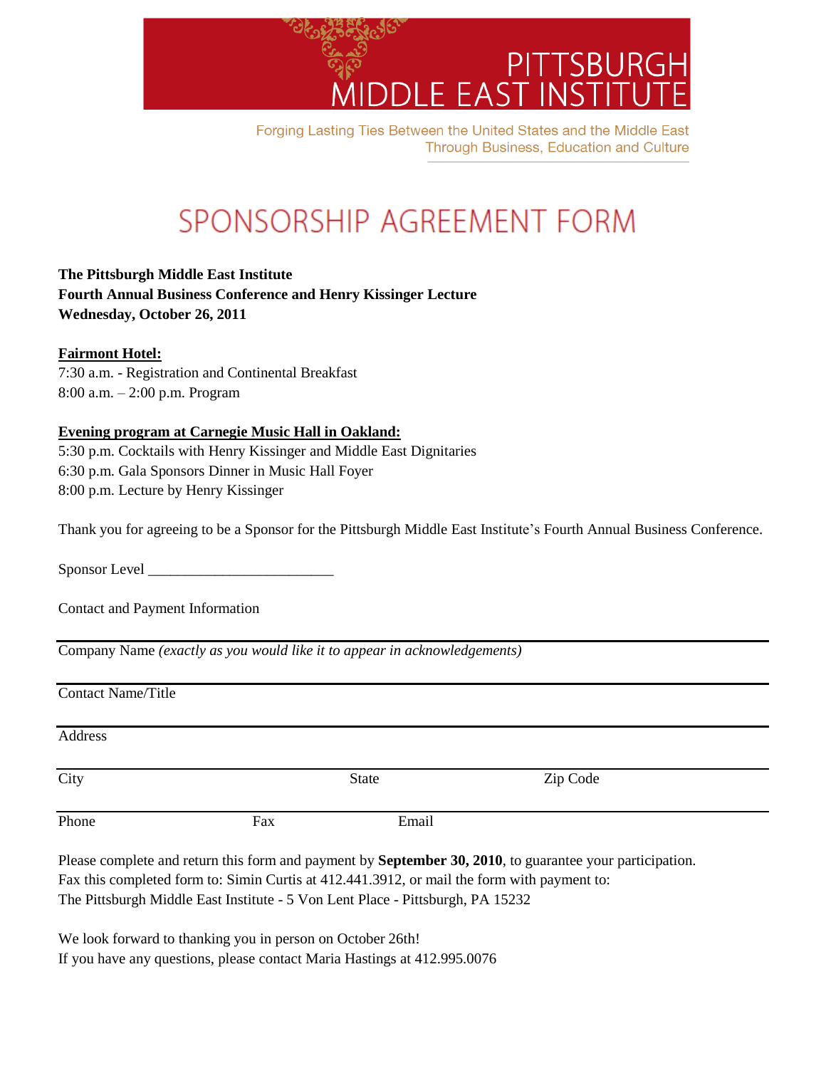# PITTSBURGH MIDDLE EAST INSTITUTE

Forging Lasting Ties Between the United States and the Middle East Through Business, Education and Culture

# SPONSORSHIP AGREEMENT FORM

**The Pittsburgh Middle East Institute**
**Fourth Annual Business Conference and Henry Kissinger Lecture**
**Wednesday, October 26, 2011**

**Fairmont Hotel:**
7:30 a.m. - Registration and Continental Breakfast
8:00 a.m. – 2:00 p.m. Program

**Evening program at Carnegie Music Hall in Oakland:**
5:30 p.m. Cocktails with Henry Kissinger and Middle East Dignitaries
6:30 p.m. Gala Sponsors Dinner in Music Hall Foyer
8:00 p.m. Lecture by Henry Kissinger

Thank you for agreeing to be a Sponsor for the Pittsburgh Middle East Institute's Fourth Annual Business Conference.

Sponsor Level ________________________

Contact and Payment Information

Company Name *(exactly as you would like it to appear in acknowledgements)*

Contact Name/Title

Address

City State Zip Code

Phone Fax Email

Please complete and return this form and payment by **September 30, 2010**, to guarantee your participation.
Fax this completed form to: Simin Curtis at 412.441.3912, or mail the form with payment to:
The Pittsburgh Middle East Institute - 5 Von Lent Place - Pittsburgh, PA 15232

We look forward to thanking you in person on October 26th!
If you have any questions, please contact Maria Hastings at 412.995.0076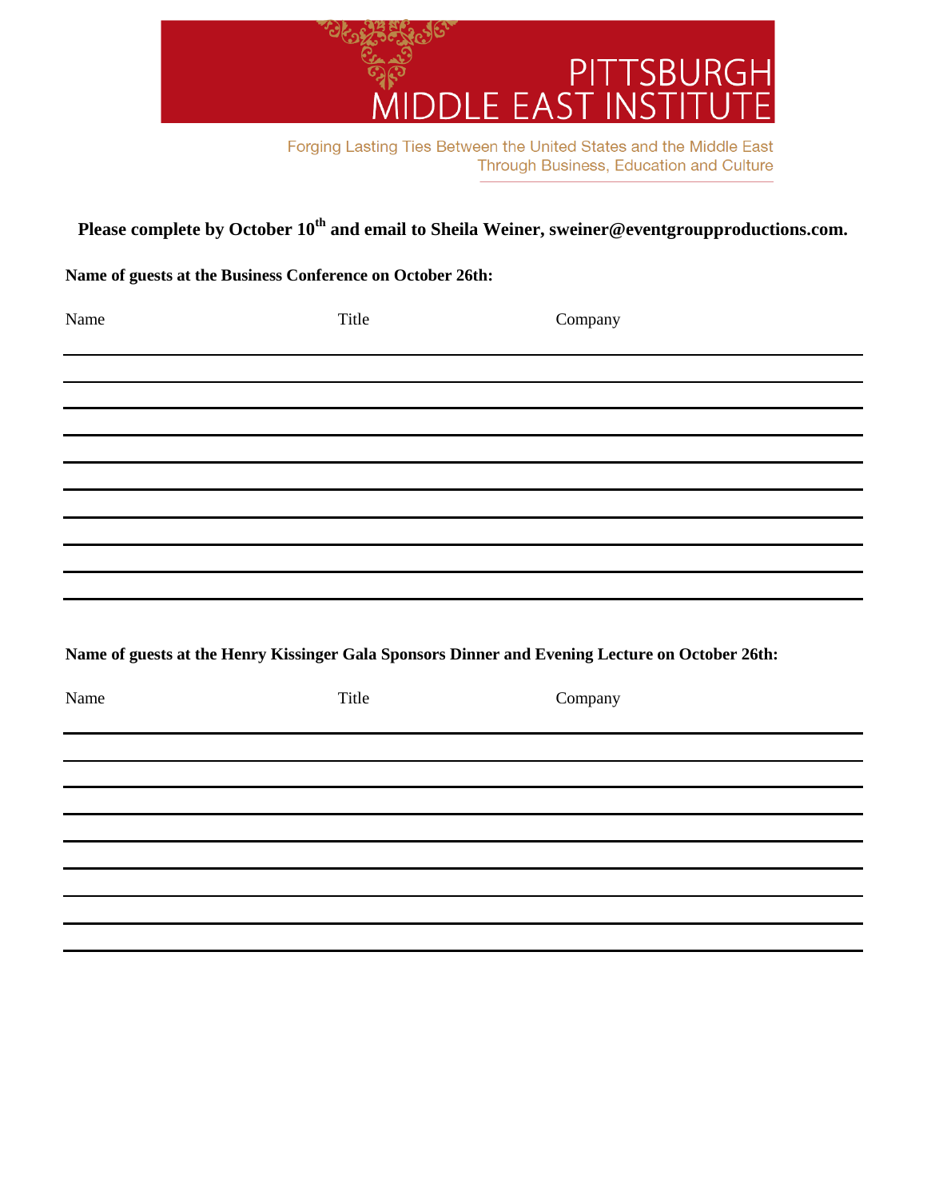PITTSBURGH
MIDDLE EAST INSTITUTE

Forging Lasting Ties Between the United States and the Middle East
Through Business, Education and Culture

**Please complete by October 10th and email to Sheila Weiner, sweiner@eventgroupproductions.com.**

**Name of guests at the Business Conference on October 26th:**

| Name | Title | Company |
|---|---|---|
| | | |
| | | |
| | | |
| | | |
| | | |
| | | |
| | | |
| | | |
| | | |

**Name of guests at the Henry Kissinger Gala Sponsors Dinner and Evening Lecture on October 26th:**

| Name | Title | Company |
|---|---|---|
| | | |
| | | |
| | | |
| | | |
| | | |
| | | |
| | | |
| | | |
| | | |